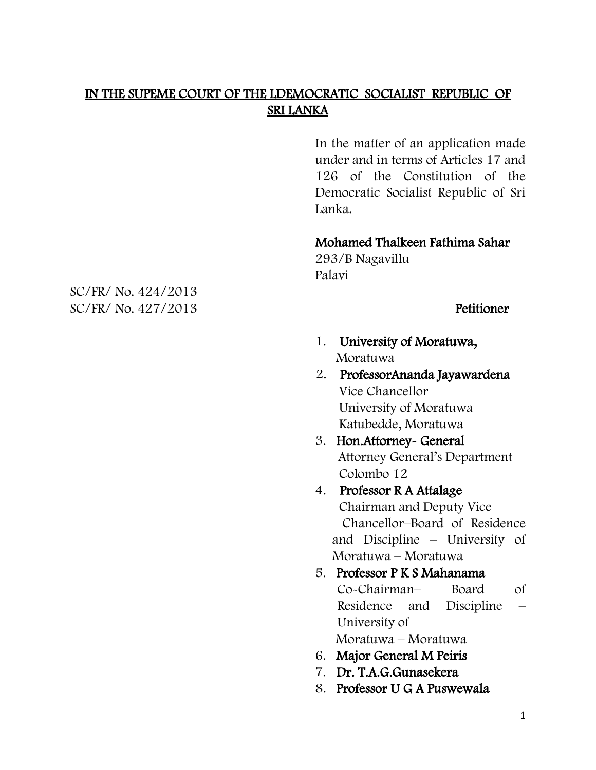# IN THE SUPEME COURT OF THE LDEMOCRATIC SOCIALIST REPUBLIC OF SRI LANKA

In the matter of an application made under and in terms of Articles 17 and 126 of the Constitution of the Democratic Socialist Republic of Sri Lanka.

**Mohamed Thalkeen Fathima Sahar**
293/B Nagavillu
Palavi

SC/FR/ No. 424/2013
SC/FR/ No. 427/2013

**Petitioner**

1. **University of Moratuwa,**
   Moratuwa
2. **ProfessorAnanda Jayawardena**
   Vice Chancellor
   University of Moratuwa
   Katubedde, Moratuwa
3. **Hon.Attorney- General**
   Attorney General's Department
   Colombo 12
4. **Professor R A Attalage**
   Chairman and Deputy Vice Chancellor–Board of Residence and Discipline – University of Moratuwa – Moratuwa
5. **Professor P K S Mahanama**
   Co-Chairman– Board of Residence and Discipline – University of
   Moratuwa – Moratuwa
6. **Major General M Peiris**
7. **Dr. T.A.G.Gunasekera**
8. **Professor U G A Puswewala**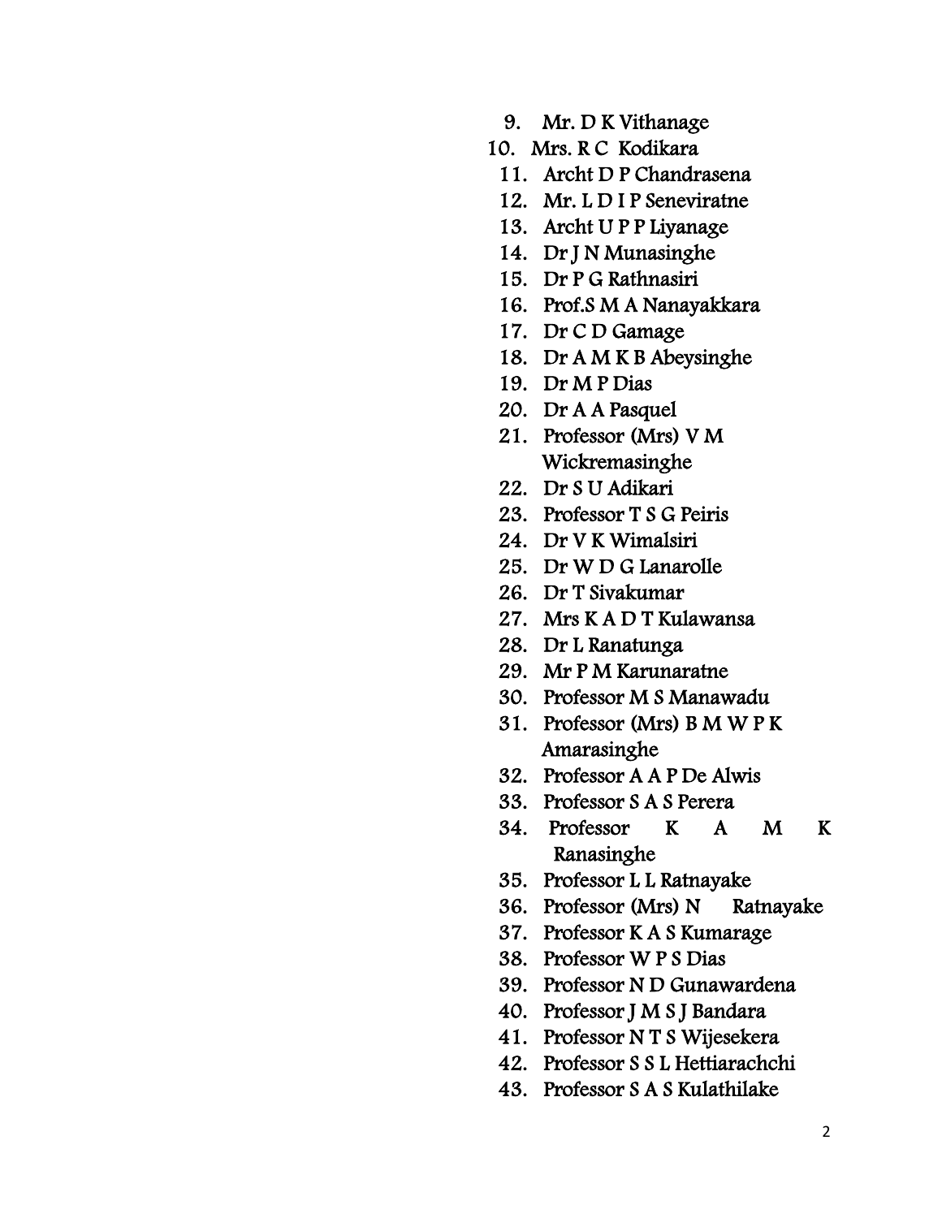9. Mr. D K Vithanage
10. Mrs. R C Kodikara
11. Archt D P Chandrasena
12. Mr. L D I P Seneviratne
13. Archt U P P Liyanage
14. Dr J N Munasinghe
15. Dr P G Rathnasiri
16. Prof.S M A Nanayakkara
17. Dr C D Gamage
18. Dr A M K B Abeysinghe
19. Dr M P Dias
20. Dr A A Pasquel
21. Professor (Mrs) V M Wickremasinghe
22. Dr S U Adikari
23. Professor T S G Peiris
24. Dr V K Wimalsiri
25. Dr W D G Lanarolle
26. Dr T Sivakumar
27. Mrs K A D T Kulawansa
28. Dr L Ranatunga
29. Mr P M Karunaratne
30. Professor M S Manawadu
31. Professor (Mrs) B M W P K Amarasinghe
32. Professor A A P De Alwis
33. Professor S A S Perera
34. Professor K A M K Ranasinghe
35. Professor L L Ratnayake
36. Professor (Mrs) N Ratnayake
37. Professor K A S Kumarage
38. Professor W P S Dias
39. Professor N D Gunawardena
40. Professor J M S J Bandara
41. Professor N T S Wijesekera
42. Professor S S L Hettiarachchi
43. Professor S A S Kulathilake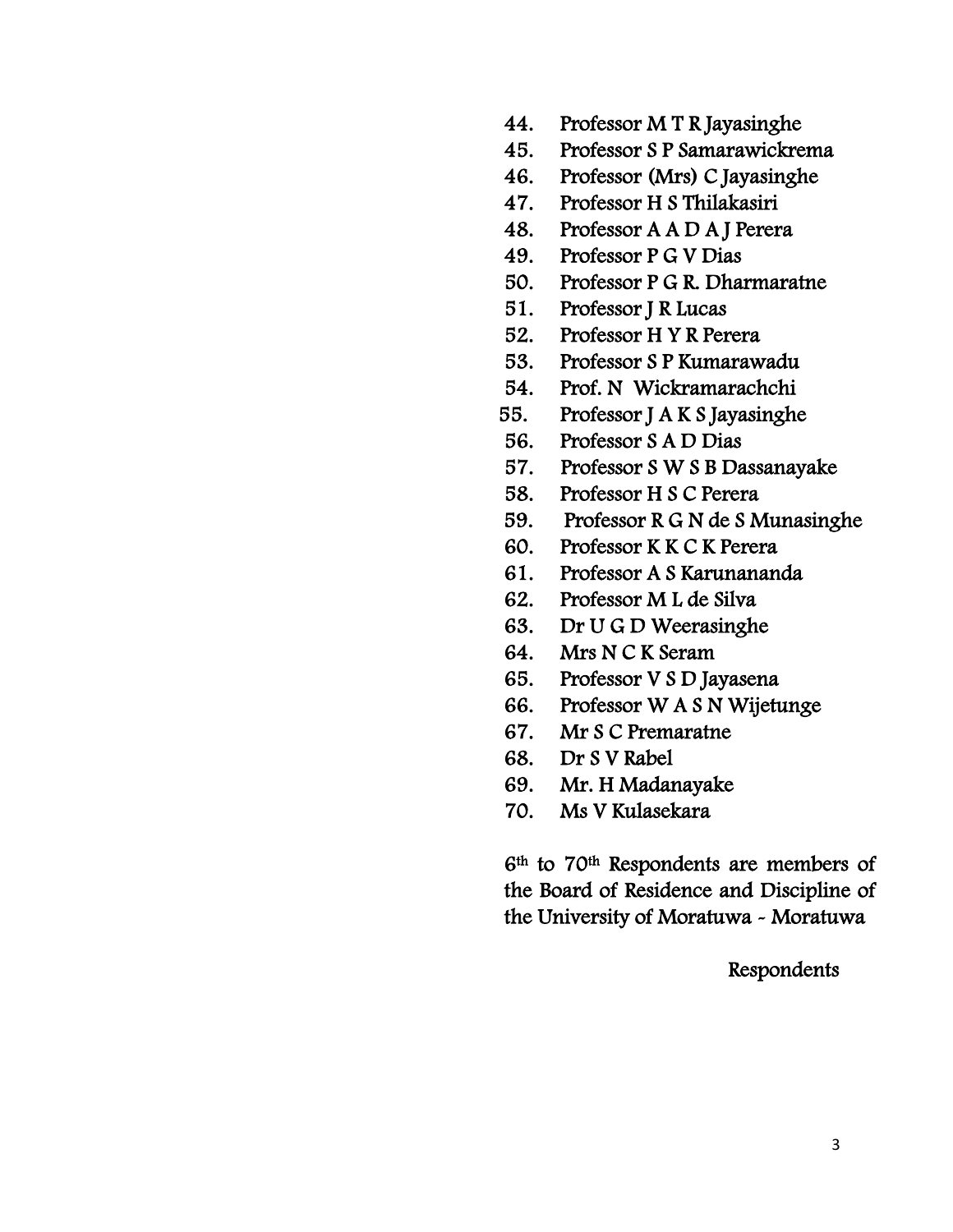44. Professor M T R Jayasinghe
45. Professor S P Samarawickrema
46. Professor (Mrs) C Jayasinghe
47. Professor H S Thilakasiri
48. Professor A A D A J Perera
49. Professor P G V Dias
50. Professor P G R. Dharmaratne
51. Professor J R Lucas
52. Professor H Y R Perera
53. Professor S P Kumarawadu
54. Prof. N Wickramarachchi
55. Professor J A K S Jayasinghe
56. Professor S A D Dias
57. Professor S W S B Dassanayake
58. Professor H S C Perera
59. Professor R G N de S Munasinghe
60. Professor K K C K Perera
61. Professor A S Karunananda
62. Professor M L de Silva
63. Dr U G D Weerasinghe
64. Mrs N C K Seram
65. Professor V S D Jayasena
66. Professor W A S N Wijetunge
67. Mr S C Premaratne
68. Dr S V Rabel
69. Mr. H Madanayake
70. Ms V Kulasekara

6th to 70th Respondents are members of the Board of Residence and Discipline of the University of Moratuwa - Moratuwa

Respondents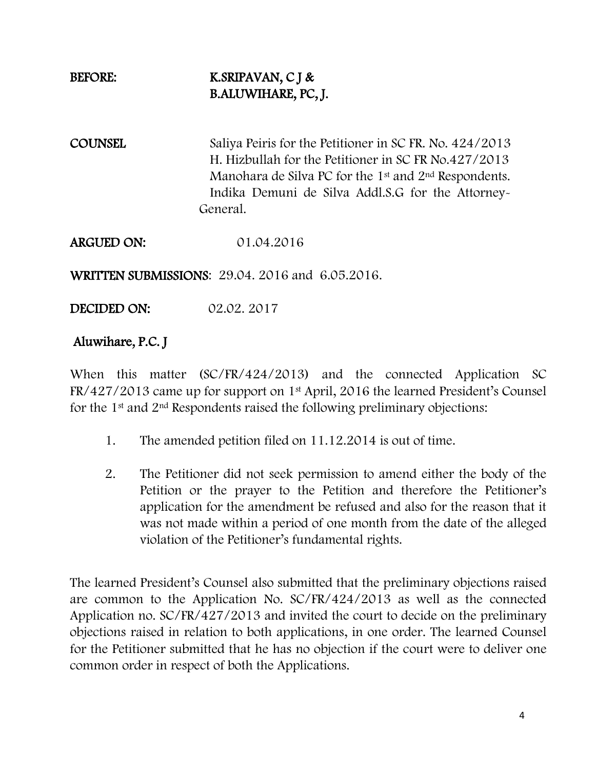**BEFORE:** **K.SRIPAVAN, C J &**
**B.ALUWIHARE, PC, J.**

**COUNSEL** Saliya Peiris for the Petitioner in SC FR. No. 424/2013
H. Hizbullah for the Petitioner in SC FR No.427/2013
Manohara de Silva PC for the 1st and 2nd Respondents.
Indika Demuni de Silva Addl.S.G for the Attorney-General.

**ARGUED ON:** 01.04.2016

**WRITTEN SUBMISSIONS**: 29.04. 2016 and 6.05.2016.

**DECIDED ON:** 02.02. 2017

**Aluwihare, P.C. J**

When this matter (SC/FR/424/2013) and the connected Application SC FR/427/2013 came up for support on 1st April, 2016 the learned President's Counsel for the 1st and 2nd Respondents raised the following preliminary objections:

1. The amended petition filed on 11.12.2014 is out of time.
2. The Petitioner did not seek permission to amend either the body of the Petition or the prayer to the Petition and therefore the Petitioner's application for the amendment be refused and also for the reason that it was not made within a period of one month from the date of the alleged violation of the Petitioner's fundamental rights.

The learned President's Counsel also submitted that the preliminary objections raised are common to the Application No. SC/FR/424/2013 as well as the connected Application no. SC/FR/427/2013 and invited the court to decide on the preliminary objections raised in relation to both applications, in one order. The learned Counsel for the Petitioner submitted that he has no objection if the court were to deliver one common order in respect of both the Applications.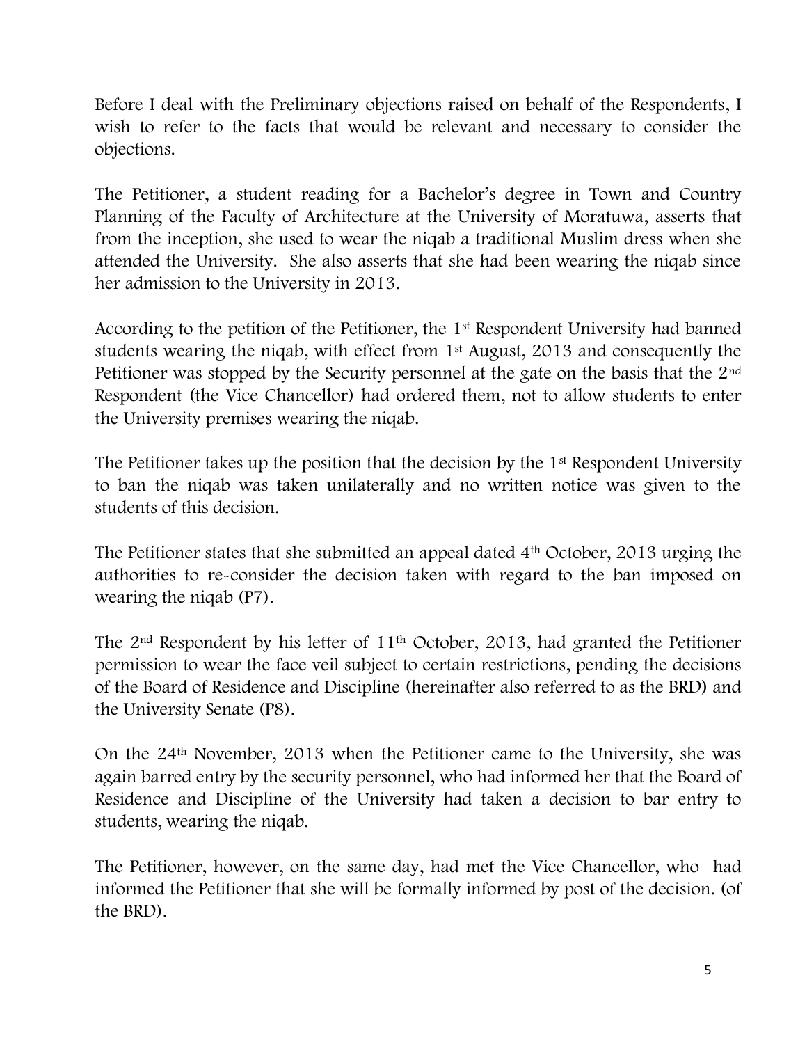Before I deal with the Preliminary objections raised on behalf of the Respondents, I wish to refer to the facts that would be relevant and necessary to consider the objections.

The Petitioner, a student reading for a Bachelor's degree in Town and Country Planning of the Faculty of Architecture at the University of Moratuwa, asserts that from the inception, she used to wear the niqab a traditional Muslim dress when she attended the University. She also asserts that she had been wearing the niqab since her admission to the University in 2013.

According to the petition of the Petitioner, the 1st Respondent University had banned students wearing the niqab, with effect from 1st August, 2013 and consequently the Petitioner was stopped by the Security personnel at the gate on the basis that the 2nd Respondent (the Vice Chancellor) had ordered them, not to allow students to enter the University premises wearing the niqab.

The Petitioner takes up the position that the decision by the 1st Respondent University to ban the niqab was taken unilaterally and no written notice was given to the students of this decision.

The Petitioner states that she submitted an appeal dated 4th October, 2013 urging the authorities to re-consider the decision taken with regard to the ban imposed on wearing the niqab (P7).

The 2nd Respondent by his letter of 11th October, 2013, had granted the Petitioner permission to wear the face veil subject to certain restrictions, pending the decisions of the Board of Residence and Discipline (hereinafter also referred to as the BRD) and the University Senate (P8).

On the 24th November, 2013 when the Petitioner came to the University, she was again barred entry by the security personnel, who had informed her that the Board of Residence and Discipline of the University had taken a decision to bar entry to students, wearing the niqab.

The Petitioner, however, on the same day, had met the Vice Chancellor, who had informed the Petitioner that she will be formally informed by post of the decision. (of the BRD).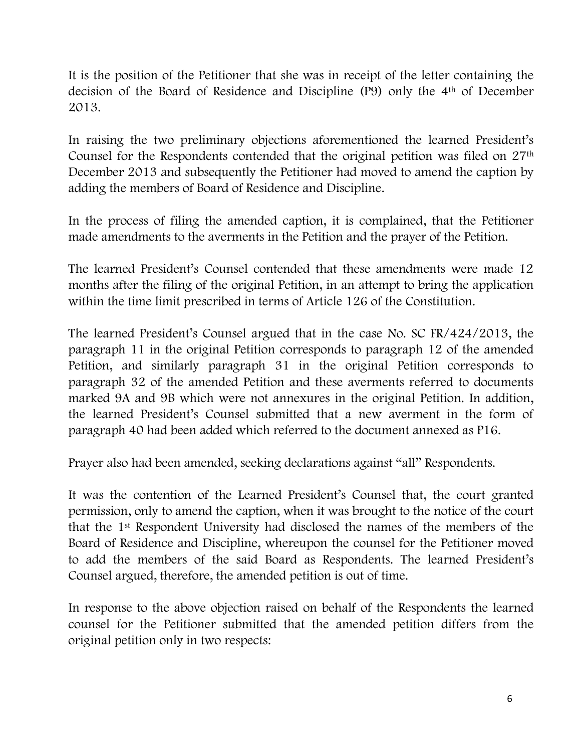It is the position of the Petitioner that she was in receipt of the letter containing the decision of the Board of Residence and Discipline (P9) only the 4th of December 2013.

In raising the two preliminary objections aforementioned the learned President's Counsel for the Respondents contended that the original petition was filed on 27th December 2013 and subsequently the Petitioner had moved to amend the caption by adding the members of Board of Residence and Discipline.

In the process of filing the amended caption, it is complained, that the Petitioner made amendments to the averments in the Petition and the prayer of the Petition.

The learned President's Counsel contended that these amendments were made 12 months after the filing of the original Petition, in an attempt to bring the application within the time limit prescribed in terms of Article 126 of the Constitution.

The learned President's Counsel argued that in the case No. SC FR/424/2013, the paragraph 11 in the original Petition corresponds to paragraph 12 of the amended Petition, and similarly paragraph 31 in the original Petition corresponds to paragraph 32 of the amended Petition and these averments referred to documents marked 9A and 9B which were not annexures in the original Petition. In addition, the learned President's Counsel submitted that a new averment in the form of paragraph 40 had been added which referred to the document annexed as P16.

Prayer also had been amended, seeking declarations against "all" Respondents.

It was the contention of the Learned President's Counsel that, the court granted permission, only to amend the caption, when it was brought to the notice of the court that the 1st Respondent University had disclosed the names of the members of the Board of Residence and Discipline, whereupon the counsel for the Petitioner moved to add the members of the said Board as Respondents. The learned President's Counsel argued, therefore, the amended petition is out of time.

In response to the above objection raised on behalf of the Respondents the learned counsel for the Petitioner submitted that the amended petition differs from the original petition only in two respects: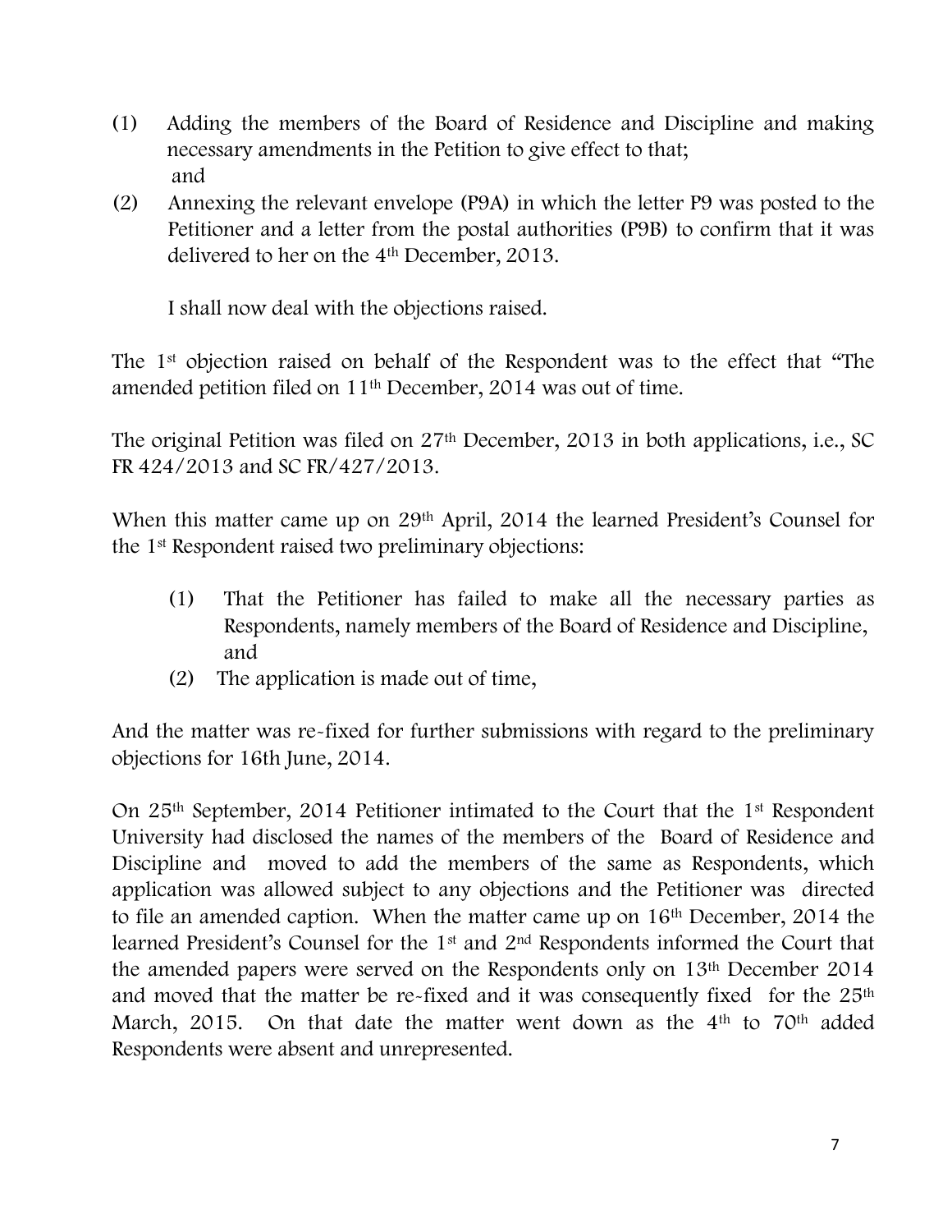(1) Adding the members of the Board of Residence and Discipline and making necessary amendments in the Petition to give effect to that; and

(2) Annexing the relevant envelope (P9A) in which the letter P9 was posted to the Petitioner and a letter from the postal authorities (P9B) to confirm that it was delivered to her on the 4th December, 2013.

I shall now deal with the objections raised.

The 1st objection raised on behalf of the Respondent was to the effect that "The amended petition filed on 11th December, 2014 was out of time.

The original Petition was filed on 27th December, 2013 in both applications, i.e., SC FR 424/2013 and SC FR/427/2013.

When this matter came up on 29th April, 2014 the learned President's Counsel for the 1st Respondent raised two preliminary objections:

(1) That the Petitioner has failed to make all the necessary parties as Respondents, namely members of the Board of Residence and Discipline, and

(2) The application is made out of time,

And the matter was re-fixed for further submissions with regard to the preliminary objections for 16th June, 2014.

On 25th September, 2014 Petitioner intimated to the Court that the 1st Respondent University had disclosed the names of the members of the Board of Residence and Discipline and moved to add the members of the same as Respondents, which application was allowed subject to any objections and the Petitioner was directed to file an amended caption. When the matter came up on 16th December, 2014 the learned President's Counsel for the 1st and 2nd Respondents informed the Court that the amended papers were served on the Respondents only on 13th December 2014 and moved that the matter be re-fixed and it was consequently fixed for the 25th March, 2015. On that date the matter went down as the 4th to 70th added Respondents were absent and unrepresented.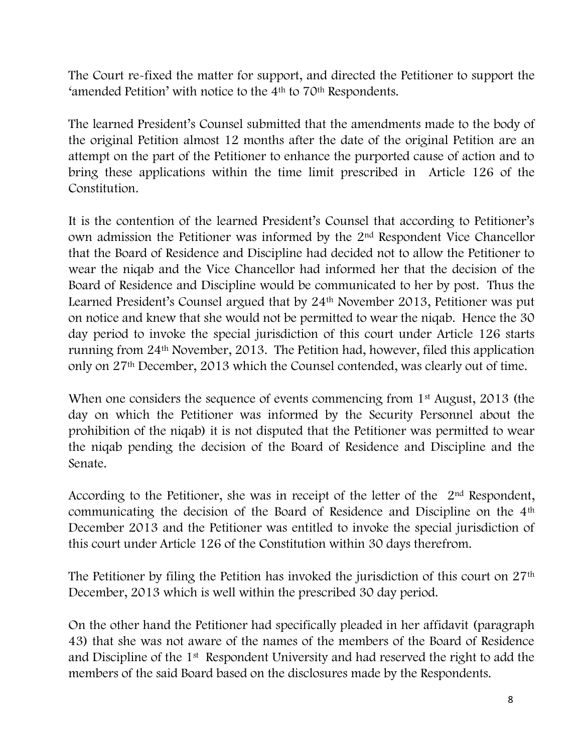The Court re-fixed the matter for support, and directed the Petitioner to support the 'amended Petition' with notice to the 4th to 70th Respondents.

The learned President's Counsel submitted that the amendments made to the body of the original Petition almost 12 months after the date of the original Petition are an attempt on the part of the Petitioner to enhance the purported cause of action and to bring these applications within the time limit prescribed in Article 126 of the Constitution.

It is the contention of the learned President's Counsel that according to Petitioner's own admission the Petitioner was informed by the 2nd Respondent Vice Chancellor that the Board of Residence and Discipline had decided not to allow the Petitioner to wear the niqab and the Vice Chancellor had informed her that the decision of the Board of Residence and Discipline would be communicated to her by post. Thus the Learned President's Counsel argued that by 24th November 2013, Petitioner was put on notice and knew that she would not be permitted to wear the niqab. Hence the 30 day period to invoke the special jurisdiction of this court under Article 126 starts running from 24th November, 2013. The Petition had, however, filed this application only on 27th December, 2013 which the Counsel contended, was clearly out of time.

When one considers the sequence of events commencing from 1st August, 2013 (the day on which the Petitioner was informed by the Security Personnel about the prohibition of the niqab) it is not disputed that the Petitioner was permitted to wear the niqab pending the decision of the Board of Residence and Discipline and the Senate.

According to the Petitioner, she was in receipt of the letter of the 2nd Respondent, communicating the decision of the Board of Residence and Discipline on the 4th December 2013 and the Petitioner was entitled to invoke the special jurisdiction of this court under Article 126 of the Constitution within 30 days therefrom.

The Petitioner by filing the Petition has invoked the jurisdiction of this court on 27th December, 2013 which is well within the prescribed 30 day period.

On the other hand the Petitioner had specifically pleaded in her affidavit (paragraph 43) that she was not aware of the names of the members of the Board of Residence and Discipline of the 1st Respondent University and had reserved the right to add the members of the said Board based on the disclosures made by the Respondents.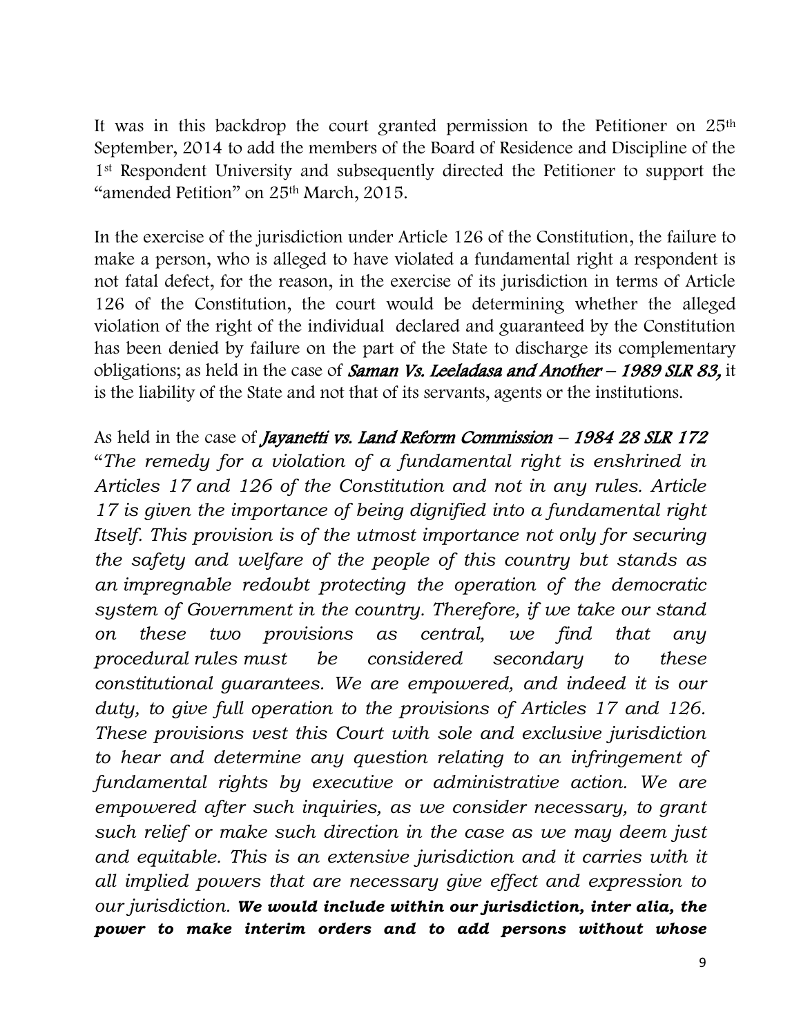It was in this backdrop the court granted permission to the Petitioner on 25th September, 2014 to add the members of the Board of Residence and Discipline of the 1st Respondent University and subsequently directed the Petitioner to support the "amended Petition" on 25th March, 2015.

In the exercise of the jurisdiction under Article 126 of the Constitution, the failure to make a person, who is alleged to have violated a fundamental right a respondent is not fatal defect, for the reason, in the exercise of its jurisdiction in terms of Article 126 of the Constitution, the court would be determining whether the alleged violation of the right of the individual declared and guaranteed by the Constitution has been denied by failure on the part of the State to discharge its complementary obligations; as held in the case of ***Saman Vs. Leeladasa and Another – 1989 SLR 83,*** it is the liability of the State and not that of its servants, agents or the institutions.

As held in the case of ***Jayanetti vs. Land Reform Commission – 1984 28 SLR 172*** "*The remedy for a violation of a fundamental right is enshrined in Articles 17 and 126 of the Constitution and not in any rules. Article 17 is given the importance of being dignified into a fundamental right Itself. This provision is of the utmost importance not only for securing the safety and welfare of the people of this country but stands as an impregnable redoubt protecting the operation of the democratic system of Government in the country. Therefore, if we take our stand on these two provisions as central, we find that any procedural rules must be considered secondary to these constitutional guarantees. We are empowered, and indeed it is our duty, to give full operation to the provisions of Articles 17 and 126. These provisions vest this Court with sole and exclusive jurisdiction to hear and determine any question relating to an infringement of fundamental rights by executive or administrative action. We are empowered after such inquiries, as we consider necessary, to grant such relief or make such direction in the case as we may deem just and equitable. This is an extensive jurisdiction and it carries with it all implied powers that are necessary give effect and expression to our jurisdiction.* ***We would include within our jurisdiction, inter alia, the power to make interim orders and to add persons without whose***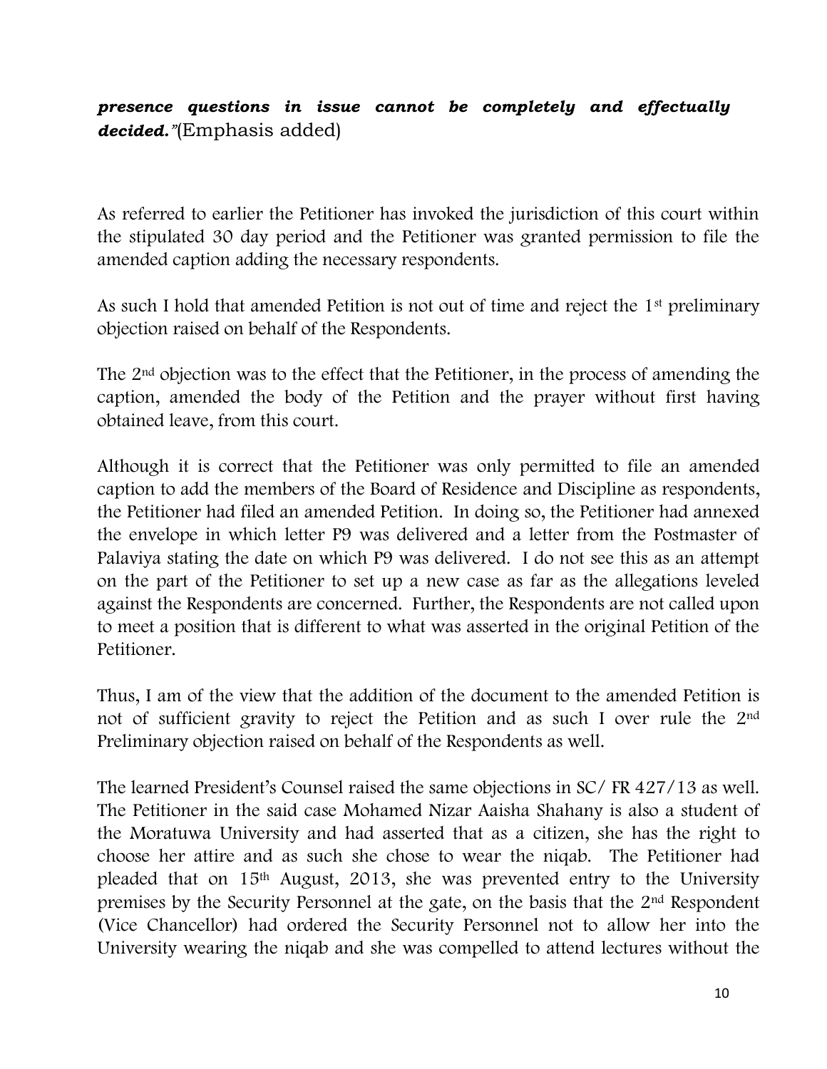***presence questions in issue cannot be completely and effectually decided."***(Emphasis added)

As referred to earlier the Petitioner has invoked the jurisdiction of this court within the stipulated 30 day period and the Petitioner was granted permission to file the amended caption adding the necessary respondents.

As such I hold that amended Petition is not out of time and reject the 1st preliminary objection raised on behalf of the Respondents.

The 2nd objection was to the effect that the Petitioner, in the process of amending the caption, amended the body of the Petition and the prayer without first having obtained leave, from this court.

Although it is correct that the Petitioner was only permitted to file an amended caption to add the members of the Board of Residence and Discipline as respondents, the Petitioner had filed an amended Petition. In doing so, the Petitioner had annexed the envelope in which letter P9 was delivered and a letter from the Postmaster of Palaviya stating the date on which P9 was delivered. I do not see this as an attempt on the part of the Petitioner to set up a new case as far as the allegations leveled against the Respondents are concerned. Further, the Respondents are not called upon to meet a position that is different to what was asserted in the original Petition of the Petitioner.

Thus, I am of the view that the addition of the document to the amended Petition is not of sufficient gravity to reject the Petition and as such I over rule the 2nd Preliminary objection raised on behalf of the Respondents as well.

The learned President's Counsel raised the same objections in SC/ FR 427/13 as well. The Petitioner in the said case Mohamed Nizar Aaisha Shahany is also a student of the Moratuwa University and had asserted that as a citizen, she has the right to choose her attire and as such she chose to wear the niqab. The Petitioner had pleaded that on 15th August, 2013, she was prevented entry to the University premises by the Security Personnel at the gate, on the basis that the 2nd Respondent (Vice Chancellor) had ordered the Security Personnel not to allow her into the University wearing the niqab and she was compelled to attend lectures without the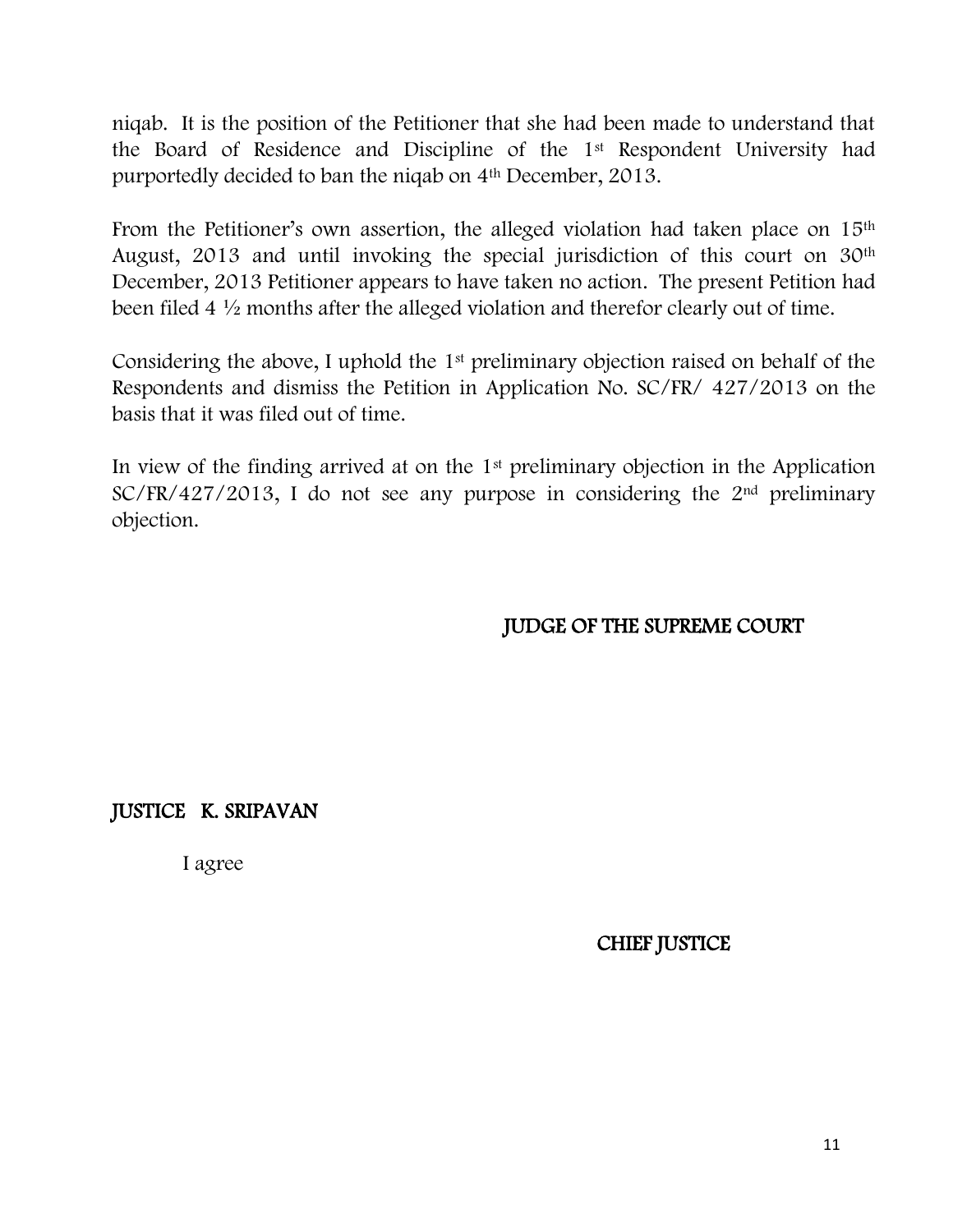niqab. It is the position of the Petitioner that she had been made to understand that the Board of Residence and Discipline of the 1st Respondent University had purportedly decided to ban the niqab on 4th December, 2013.

From the Petitioner's own assertion, the alleged violation had taken place on 15th August, 2013 and until invoking the special jurisdiction of this court on 30th December, 2013 Petitioner appears to have taken no action. The present Petition had been filed 4 ½ months after the alleged violation and therefor clearly out of time.

Considering the above, I uphold the 1st preliminary objection raised on behalf of the Respondents and dismiss the Petition in Application No. SC/FR/ 427/2013 on the basis that it was filed out of time.

In view of the finding arrived at on the 1st preliminary objection in the Application SC/FR/427/2013, I do not see any purpose in considering the 2nd preliminary objection.

**JUDGE OF THE SUPREME COURT**

**JUSTICE K. SRIPAVAN**

I agree

**CHIEF JUSTICE**